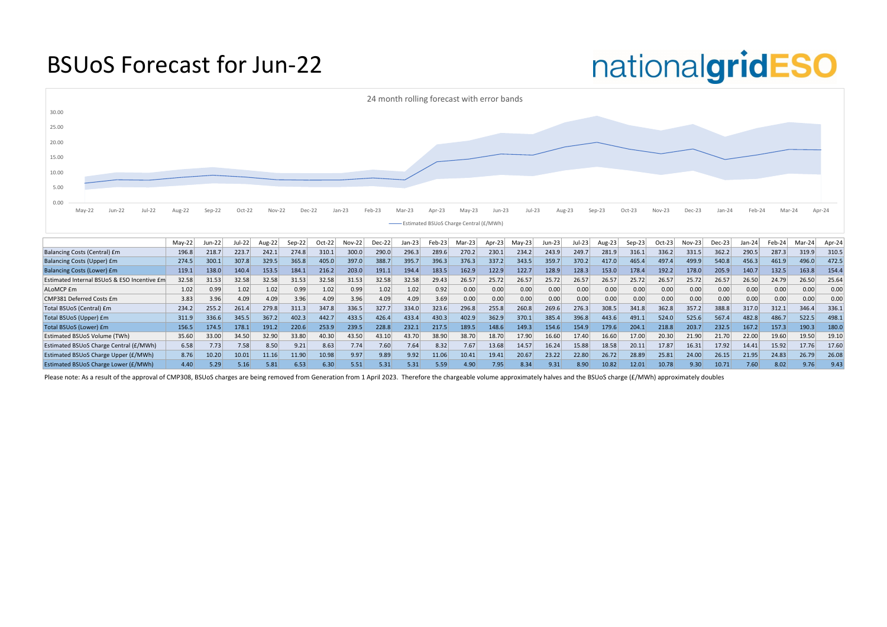# BSUoS Forecast for Jun-22

nationalgridESO

24 month rolling forecast with error bands

Estimated BSUoS Charge Central (£/MWh)

| | May-22 | Jun-22 | Jul-22 | Aug-22 | Sep-22 | Oct-22 | Nov-22 | Dec-22 | Jan-23 | Feb-23 | Mar-23 | Apr-23 | May-23 | Jun-23 | Jul-23 | Aug-23 | Sep-23 | Oct-23 | Nov-23 | Dec-23 | Jan-24 | Feb-24 | Mar-24 | Apr-24 |
|---|---|---|---|---|---|---|---|---|---|---|---|---|---|---|---|---|---|---|---|---|---|---|---|---|
| Balancing Costs (Central) £m | 196.8 | 218.7 | 223.7 | 242.1 | 274.8 | 310.1 | 300.0 | 290.0 | 296.3 | 289.6 | 270.2 | 230.1 | 234.2 | 243.9 | 249.7 | 281.9 | 316.1 | 336.2 | 331.5 | 362.2 | 290.5 | 287.3 | 319.9 | 310.5 |
| Balancing Costs (Upper) £m | 274.5 | 300.1 | 307.8 | 329.5 | 365.8 | 405.0 | 397.0 | 388.7 | 395.7 | 396.3 | 376.3 | 337.2 | 343.5 | 359.7 | 370.2 | 417.0 | 465.4 | 497.4 | 499.9 | 540.8 | 456.3 | 461.9 | 496.0 | 472.5 |
| Balancing Costs (Lower) £m | 119.1 | 138.0 | 140.4 | 153.5 | 184.1 | 216.2 | 203.0 | 191.1 | 194.4 | 183.5 | 162.9 | 122.9 | 122.7 | 128.9 | 128.3 | 153.0 | 178.4 | 192.2 | 178.0 | 205.9 | 140.7 | 132.5 | 163.8 | 154.4 |
| Estimated Internal BSUoS & ESO Incentive £m | 32.58 | 31.53 | 32.58 | 32.58 | 31.53 | 32.58 | 31.53 | 32.58 | 32.58 | 29.43 | 26.57 | 25.72 | 26.57 | 25.72 | 26.57 | 26.57 | 25.72 | 26.57 | 25.72 | 26.57 | 26.50 | 24.79 | 26.50 | 25.64 |
| ALoMCP £m | 1.02 | 0.99 | 1.02 | 1.02 | 0.99 | 1.02 | 0.99 | 1.02 | 1.02 | 0.92 | 0.00 | 0.00 | 0.00 | 0.00 | 0.00 | 0.00 | 0.00 | 0.00 | 0.00 | 0.00 | 0.00 | 0.00 | 0.00 | 0.00 |
| CMP381 Deferred Costs £m | 3.83 | 3.96 | 4.09 | 4.09 | 3.96 | 4.09 | 3.96 | 4.09 | 4.09 | 3.69 | 0.00 | 0.00 | 0.00 | 0.00 | 0.00 | 0.00 | 0.00 | 0.00 | 0.00 | 0.00 | 0.00 | 0.00 | 0.00 | 0.00 |
| Total BSUoS (Central) £m | 234.2 | 255.2 | 261.4 | 279.8 | 311.3 | 347.8 | 336.5 | 327.7 | 334.0 | 323.6 | 296.8 | 255.8 | 260.8 | 269.6 | 276.3 | 308.5 | 341.8 | 362.8 | 357.2 | 388.8 | 317.0 | 312.1 | 346.4 | 336.1 |
| Total BSUoS (Upper) £m | 311.9 | 336.6 | 345.5 | 367.2 | 402.3 | 442.7 | 433.5 | 426.4 | 433.4 | 430.3 | 402.9 | 362.9 | 370.1 | 385.4 | 396.8 | 443.6 | 491.1 | 524.0 | 525.6 | 567.4 | 482.8 | 486.7 | 522.5 | 498.1 |
| Total BSUoS (Lower) £m | 156.5 | 174.5 | 178.1 | 191.2 | 220.6 | 253.9 | 239.5 | 228.8 | 232.1 | 217.5 | 189.5 | 148.6 | 149.3 | 154.6 | 154.9 | 179.6 | 204.1 | 218.8 | 203.7 | 232.5 | 167.2 | 157.3 | 190.3 | 180.0 |
| Estimated BSUoS Volume (TWh) | 35.60 | 33.00 | 34.50 | 32.90 | 33.80 | 40.30 | 43.50 | 43.10 | 43.70 | 38.90 | 38.70 | 18.70 | 17.90 | 16.60 | 17.40 | 16.60 | 17.00 | 20.30 | 21.90 | 21.70 | 22.00 | 19.60 | 19.50 | 19.10 |
| Estimated BSUoS Charge Central (£/MWh) | 6.58 | 7.73 | 7.58 | 8.50 | 9.21 | 8.63 | 7.74 | 7.60 | 7.64 | 8.32 | 7.67 | 13.68 | 14.57 | 16.24 | 15.88 | 18.58 | 20.11 | 17.87 | 16.31 | 17.92 | 14.41 | 15.92 | 17.76 | 17.60 |
| Estimated BSUoS Charge Upper (£/MWh) | 8.76 | 10.20 | 10.01 | 11.16 | 11.90 | 10.98 | 9.97 | 9.89 | 9.92 | 11.06 | 10.41 | 19.41 | 20.67 | 23.22 | 22.80 | 26.72 | 28.89 | 25.81 | 24.00 | 26.15 | 21.95 | 24.83 | 26.79 | 26.08 |
| Estimated BSUoS Charge Lower (£/MWh) | 4.40 | 5.29 | 5.16 | 5.81 | 6.53 | 6.30 | 5.51 | 5.31 | 5.31 | 5.59 | 4.90 | 7.95 | 8.34 | 9.31 | 8.90 | 10.82 | 12.01 | 10.78 | 9.30 | 10.71 | 7.60 | 8.02 | 9.76 | 9.43 |

Please note: As a result of the approval of CMP308, BSUoS charges are being removed from Generation from 1 April 2023. Therefore the chargeable volume approximately halves and the BSUoS charge (£/MWh) approximately doubles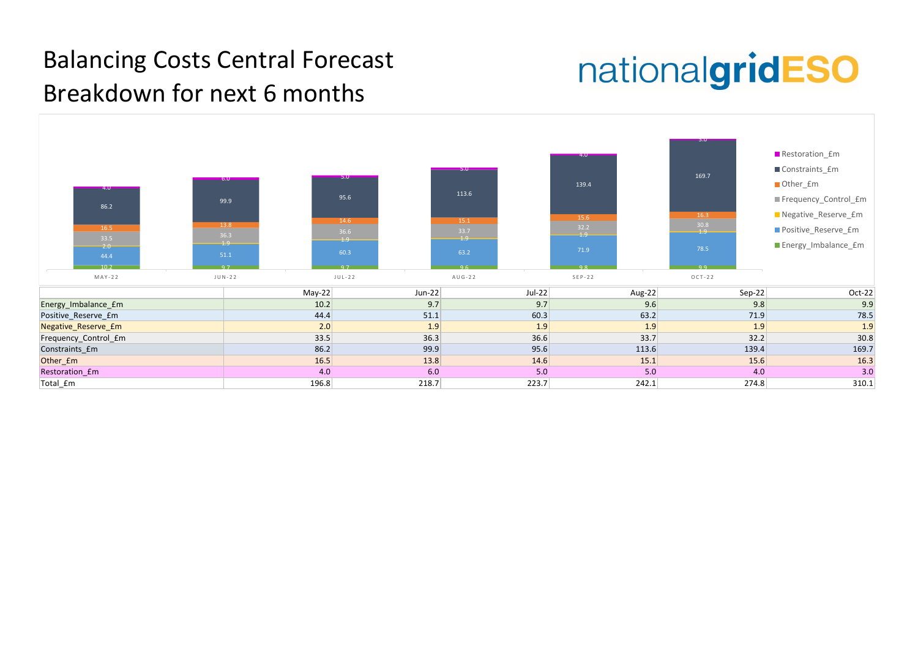# Balancing Costs Central Forecast Breakdown for next 6 months

nationalgridESO

| | May-22 | Jun-22 | Jul-22 | Aug-22 | Sep-22 | Oct-22 |
|---|---|---|---|---|---|---|
| Energy_Imbalance_£m | 10.2 | 9.7 | 9.7 | 9.6 | 9.8 | 9.9 |
| Positive_Reserve_£m | 44.4 | 51.1 | 60.3 | 63.2 | 71.9 | 78.5 |
| Negative_Reserve_£m | 2.0 | 1.9 | 1.9 | 1.9 | 1.9 | 1.9 |
| Frequency_Control_£m | 33.5 | 36.3 | 36.6 | 33.7 | 32.2 | 30.8 |
| Constraints_£m | 86.2 | 99.9 | 95.6 | 113.6 | 139.4 | 169.7 |
| Other_£m | 16.5 | 13.8 | 14.6 | 15.1 | 15.6 | 16.3 |
| Restoration_£m | 4.0 | 6.0 | 5.0 | 5.0 | 4.0 | 3.0 |
| Total_£m | 196.8 | 218.7 | 223.7 | 242.1 | 274.8 | 310.1 |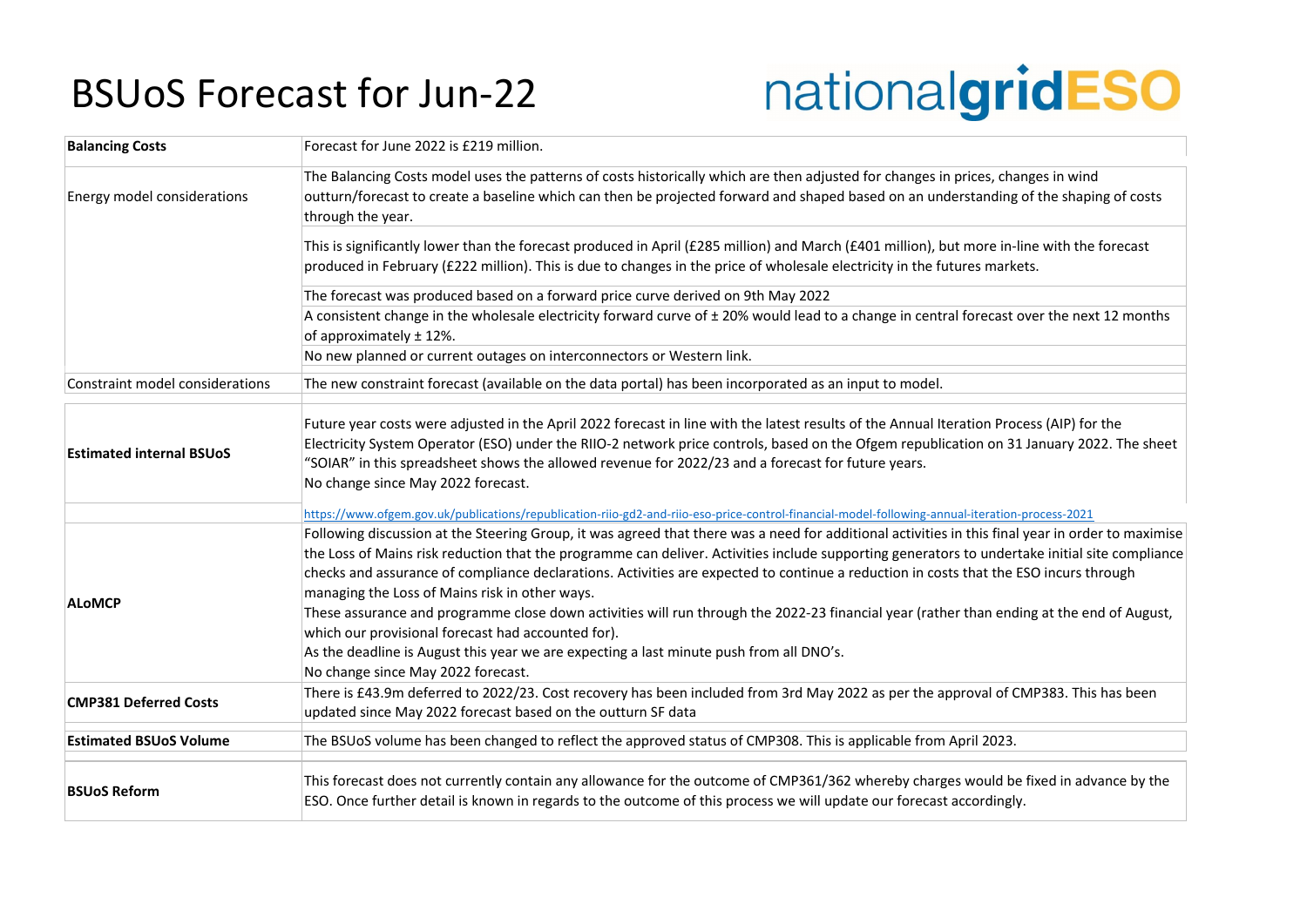# BSUoS Forecast for Jun-22

nationalgridESO

| | |
|---|---|
| **Balancing Costs** | Forecast for June 2022 is £219 million. |
| Energy model considerations | The Balancing Costs model uses the patterns of costs historically which are then adjusted for changes in prices, changes in wind outturn/forecast to create a baseline which can then be projected forward and shaped based on an understanding of the shaping of costs through the year. |
| | This is significantly lower than the forecast produced in April (£285 million) and March (£401 million), but more in-line with the forecast produced in February (£222 million). This is due to changes in the price of wholesale electricity in the futures markets. |
| | The forecast was produced based on a forward price curve derived on 9th May 2022 |
| | A consistent change in the wholesale electricity forward curve of ± 20% would lead to a change in central forecast over the next 12 months of approximately ± 12%. |
| | No new planned or current outages on interconnectors or Western link. |
| Constraint model considerations | The new constraint forecast (available on the data portal) has been incorporated as an input to model. |
| **Estimated internal BSUoS** | Future year costs were adjusted in the April 2022 forecast in line with the latest results of the Annual Iteration Process (AIP) for the Electricity System Operator (ESO) under the RIIO-2 network price controls, based on the Ofgem republication on 31 January 2022. The sheet "SOIAR" in this spreadsheet shows the allowed revenue for 2022/23 and a forecast for future years.<br>No change since May 2022 forecast. |
| | https://www.ofgem.gov.uk/publications/republication-riio-gd2-and-riio-eso-price-control-financial-model-following-annual-iteration-process-2021 |
| **ALoMCP** | Following discussion at the Steering Group, it was agreed that there was a need for additional activities in this final year in order to maximise the Loss of Mains risk reduction that the programme can deliver. Activities include supporting generators to undertake initial site compliance checks and assurance of compliance declarations. Activities are expected to continue a reduction in costs that the ESO incurs through managing the Loss of Mains risk in other ways.<br>These assurance and programme close down activities will run through the 2022-23 financial year (rather than ending at the end of August, which our provisional forecast had accounted for).<br>As the deadline is August this year we are expecting a last minute push from all DNO's.<br>No change since May 2022 forecast. |
| **CMP381 Deferred Costs** | There is £43.9m deferred to 2022/23. Cost recovery has been included from 3rd May 2022 as per the approval of CMP383. This has been updated since May 2022 forecast based on the outturn SF data |
| **Estimated BSUoS Volume** | The BSUoS volume has been changed to reflect the approved status of CMP308. This is applicable from April 2023. |
| **BSUoS Reform** | This forecast does not currently contain any allowance for the outcome of CMP361/362 whereby charges would be fixed in advance by the ESO. Once further detail is known in regards to the outcome of this process we will update our forecast accordingly. |